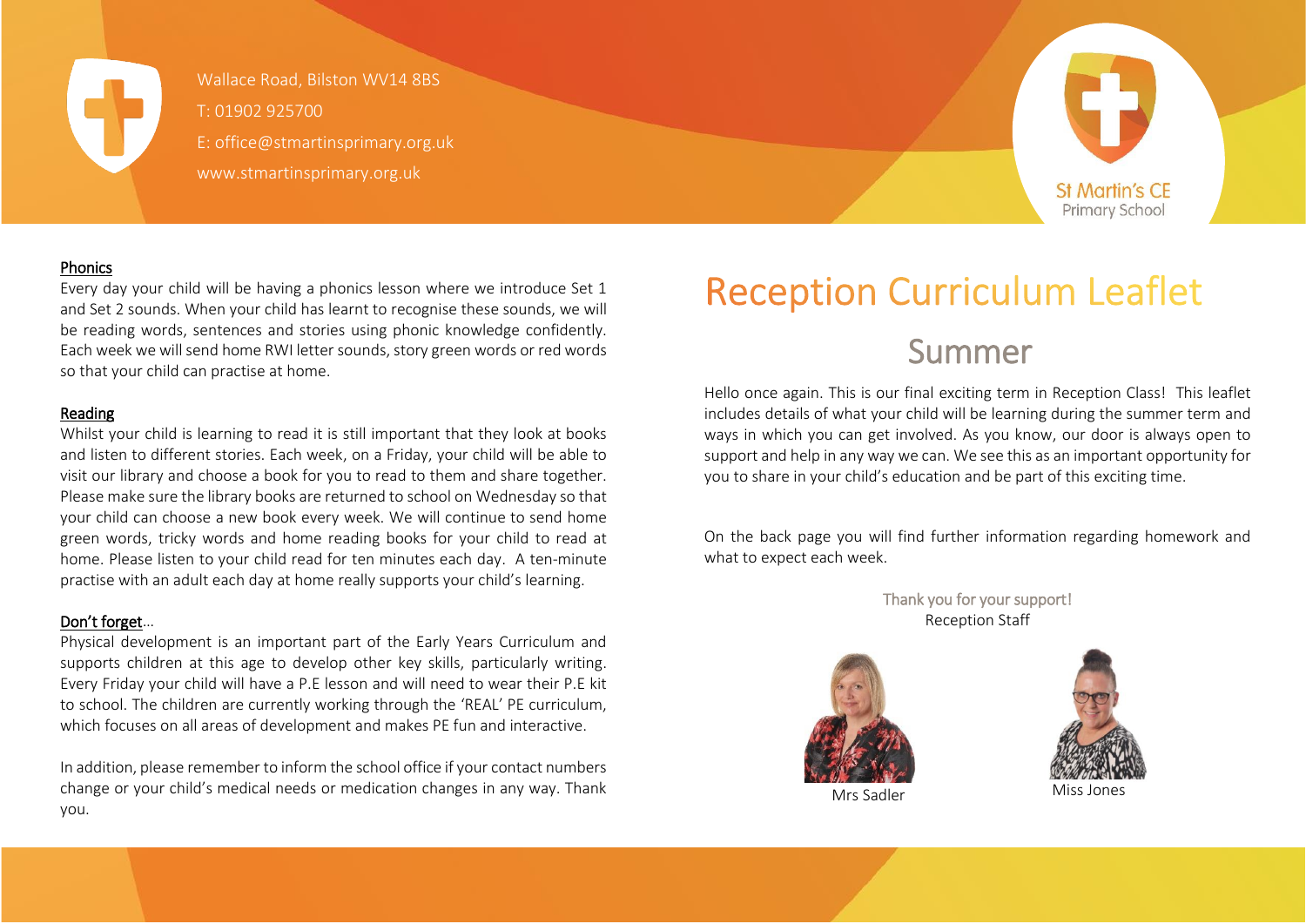Wallace Road, Bilston WV14 8BS
T: 01902 925700
E: office@stmartinsprimary.org.uk
www.stmartinsprimary.org.uk

St Martin's CE Primary School

# Reception Curriculum Leaflet

## Summer

Hello once again. This is our final exciting term in Reception Class! This leaflet includes details of what your child will be learning during the summer term and ways in which you can get involved. As you know, our door is always open to support and help in any way we can. We see this as an important opportunity for you to share in your child's education and be part of this exciting time.

On the back page you will find further information regarding homework and what to expect each week.

Thank you for your support!
Reception Staff

Mrs Sadler

Miss Jones

### Phonics

Every day your child will be having a phonics lesson where we introduce Set 1 and Set 2 sounds. When your child has learnt to recognise these sounds, we will be reading words, sentences and stories using phonic knowledge confidently. Each week we will send home RWI letter sounds, story green words or red words so that your child can practise at home.

### Reading

Whilst your child is learning to read it is still important that they look at books and listen to different stories. Each week, on a Friday, your child will be able to visit our library and choose a book for you to read to them and share together. Please make sure the library books are returned to school on Wednesday so that your child can choose a new book every week. We will continue to send home green words, tricky words and home reading books for your child to read at home. Please listen to your child read for ten minutes each day. A ten-minute practise with an adult each day at home really supports your child's learning.

### Don't forget...

Physical development is an important part of the Early Years Curriculum and supports children at this age to develop other key skills, particularly writing. Every Friday your child will have a P.E lesson and will need to wear their P.E kit to school. The children are currently working through the 'REAL' PE curriculum, which focuses on all areas of development and makes PE fun and interactive.

In addition, please remember to inform the school office if your contact numbers change or your child's medical needs or medication changes in any way. Thank you.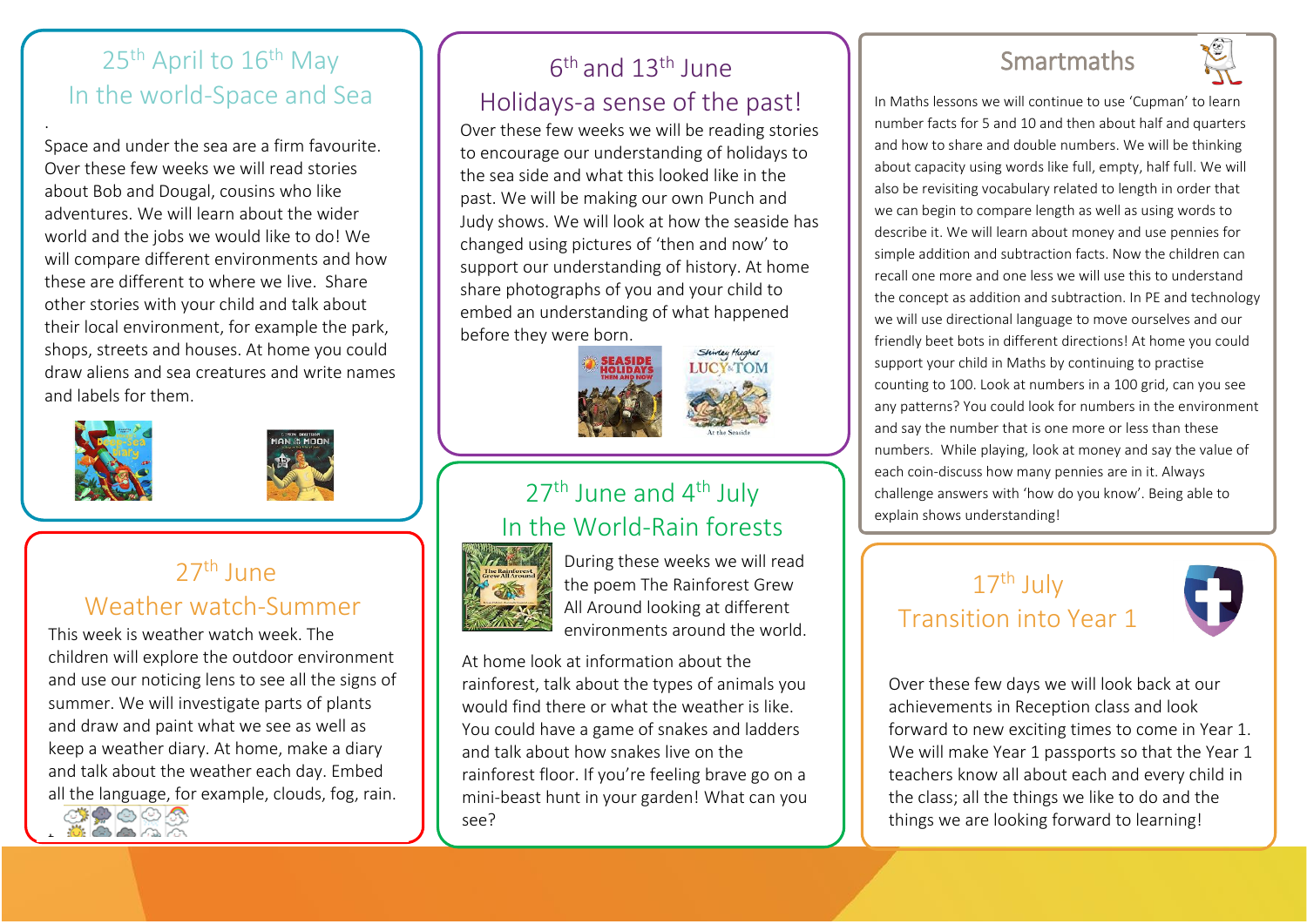## 25th April to 16th May
## In the world-Space and Sea

Space and under the sea are a firm favourite. Over these few weeks we will read stories about Bob and Dougal, cousins who like adventures. We will learn about the wider world and the jobs we would like to do! We will compare different environments and how these are different to where we live. Share other stories with your child and talk about their local environment, for example the park, shops, streets and houses. At home you could draw aliens and sea creatures and write names and labels for them.

## 27th June
## Weather watch-Summer

This week is weather watch week. The children will explore the outdoor environment and use our noticing lens to see all the signs of summer. We will investigate parts of plants and draw and paint what we see as well as keep a weather diary. At home, make a diary and talk about the weather each day. Embed all the language, for example, clouds, fog, rain.

## 6th and 13th June
## Holidays-a sense of the past!

Over these few weeks we will be reading stories to encourage our understanding of holidays to the sea side and what this looked like in the past. We will be making our own Punch and Judy shows. We will look at how the seaside has changed using pictures of 'then and now' to support our understanding of history. At home share photographs of you and your child to embed an understanding of what happened before they were born.

## 27th June and 4th July
## In the World-Rain forests

During these weeks we will read the poem The Rainforest Grew All Around looking at different environments around the world.

At home look at information about the rainforest, talk about the types of animals you would find there or what the weather is like. You could have a game of snakes and ladders and talk about how snakes live on the rainforest floor. If you're feeling brave go on a mini-beast hunt in your garden! What can you see?

## Smartmaths

In Maths lessons we will continue to use 'Cupman' to learn number facts for 5 and 10 and then about half and quarters and how to share and double numbers. We will be thinking about capacity using words like full, empty, half full. We will also be revisiting vocabulary related to length in order that we can begin to compare length as well as using words to describe it. We will learn about money and use pennies for simple addition and subtraction facts. Now the children can recall one more and one less we will use this to understand the concept as addition and subtraction. In PE and technology we will use directional language to move ourselves and our friendly beet bots in different directions! At home you could support your child in Maths by continuing to practise counting to 100. Look at numbers in a 100 grid, can you see any patterns? You could look for numbers in the environment and say the number that is one more or less than these numbers. While playing, look at money and say the value of each coin-discuss how many pennies are in it. Always challenge answers with 'how do you know'. Being able to explain shows understanding!

## 17th July
## Transition into Year 1

Over these few days we will look back at our achievements in Reception class and look forward to new exciting times to come in Year 1. We will make Year 1 passports so that the Year 1 teachers know all about each and every child in the class; all the things we like to do and the things we are looking forward to learning!